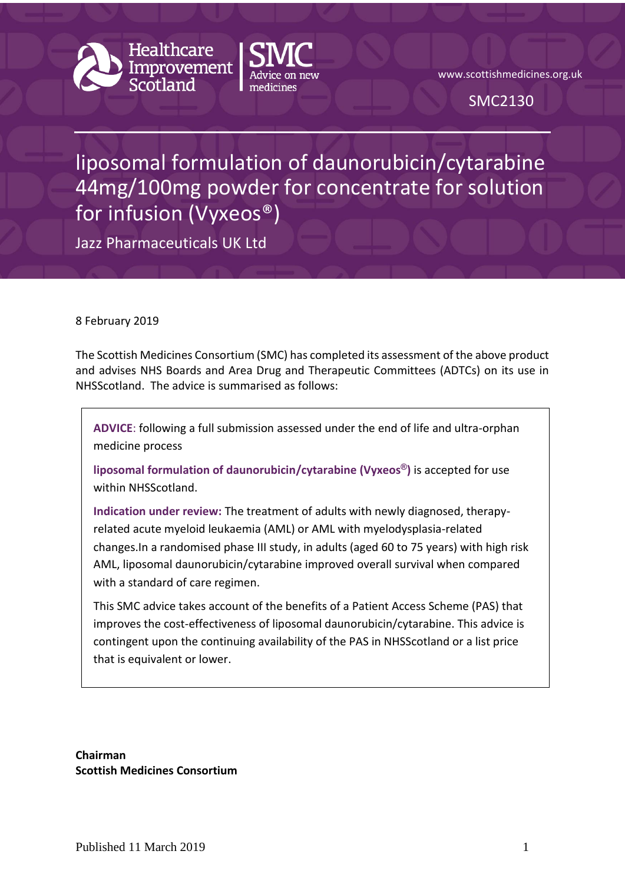Healthcare Improvement Scotland | SMC Advice on new medicines

www.scottishmedicines.org.uk

SMC2130

# liposomal formulation of daunorubicin/cytarabine 44mg/100mg powder for concentrate for solution for infusion (Vyxeos®)

Jazz Pharmaceuticals UK Ltd

8 February 2019

The Scottish Medicines Consortium (SMC) has completed its assessment of the above product and advises NHS Boards and Area Drug and Therapeutic Committees (ADTCs) on its use in NHSScotland. The advice is summarised as follows:

> **ADVICE**: following a full submission assessed under the end of life and ultra-orphan medicine process
>
> **liposomal formulation of daunorubicin/cytarabine (Vyxeos®)** is accepted for use within NHSScotland.
>
> **Indication under review:** The treatment of adults with newly diagnosed, therapy-related acute myeloid leukaemia (AML) or AML with myelodysplasia-related changes.In a randomised phase III study, in adults (aged 60 to 75 years) with high risk AML, liposomal daunorubicin/cytarabine improved overall survival when compared with a standard of care regimen.
>
> This SMC advice takes account of the benefits of a Patient Access Scheme (PAS) that improves the cost-effectiveness of liposomal daunorubicin/cytarabine. This advice is contingent upon the continuing availability of the PAS in NHSScotland or a list price that is equivalent or lower.

**Chairman**
**Scottish Medicines Consortium**

Published 11 March 2019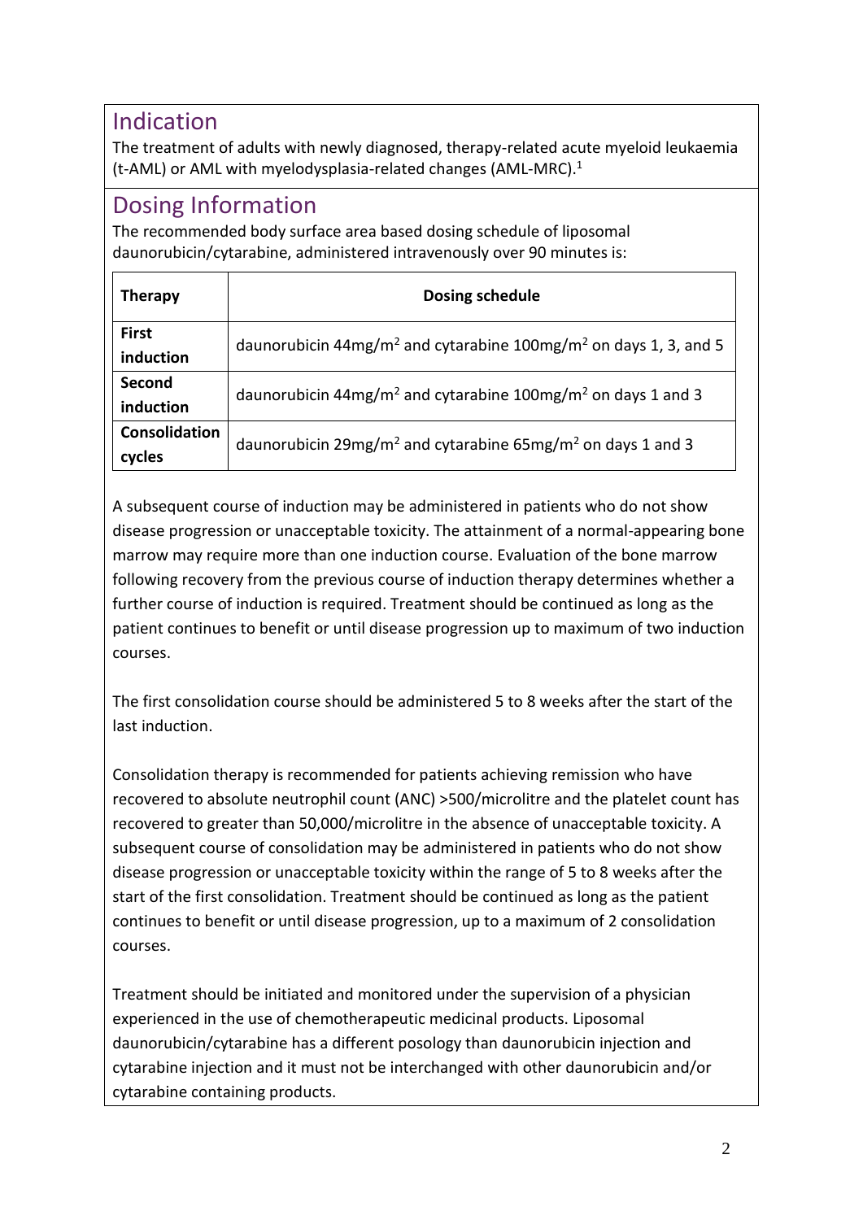## Indication

The treatment of adults with newly diagnosed, therapy-related acute myeloid leukaemia (t-AML) or AML with myelodysplasia-related changes (AML-MRC).[1]

## Dosing Information

The recommended body surface area based dosing schedule of liposomal daunorubicin/cytarabine, administered intravenously over 90 minutes is:

| Therapy | Dosing schedule |
| --- | --- |
| **First induction** | daunorubicin 44mg/m$^2$ and cytarabine 100mg/m$^2$ on days 1, 3, and 5 |
| **Second induction** | daunorubicin 44mg/m$^2$ and cytarabine 100mg/m$^2$ on days 1 and 3 |
| **Consolidation cycles** | daunorubicin 29mg/m$^2$ and cytarabine 65mg/m$^2$ on days 1 and 3 |

A subsequent course of induction may be administered in patients who do not show disease progression or unacceptable toxicity. The attainment of a normal-appearing bone marrow may require more than one induction course. Evaluation of the bone marrow following recovery from the previous course of induction therapy determines whether a further course of induction is required. Treatment should be continued as long as the patient continues to benefit or until disease progression up to maximum of two induction courses.

The first consolidation course should be administered 5 to 8 weeks after the start of the last induction.

Consolidation therapy is recommended for patients achieving remission who have recovered to absolute neutrophil count (ANC) >500/microlitre and the platelet count has recovered to greater than 50,000/microlitre in the absence of unacceptable toxicity. A subsequent course of consolidation may be administered in patients who do not show disease progression or unacceptable toxicity within the range of 5 to 8 weeks after the start of the first consolidation. Treatment should be continued as long as the patient continues to benefit or until disease progression, up to a maximum of 2 consolidation courses.

Treatment should be initiated and monitored under the supervision of a physician experienced in the use of chemotherapeutic medicinal products. Liposomal daunorubicin/cytarabine has a different posology than daunorubicin injection and cytarabine injection and it must not be interchanged with other daunorubicin and/or cytarabine containing products.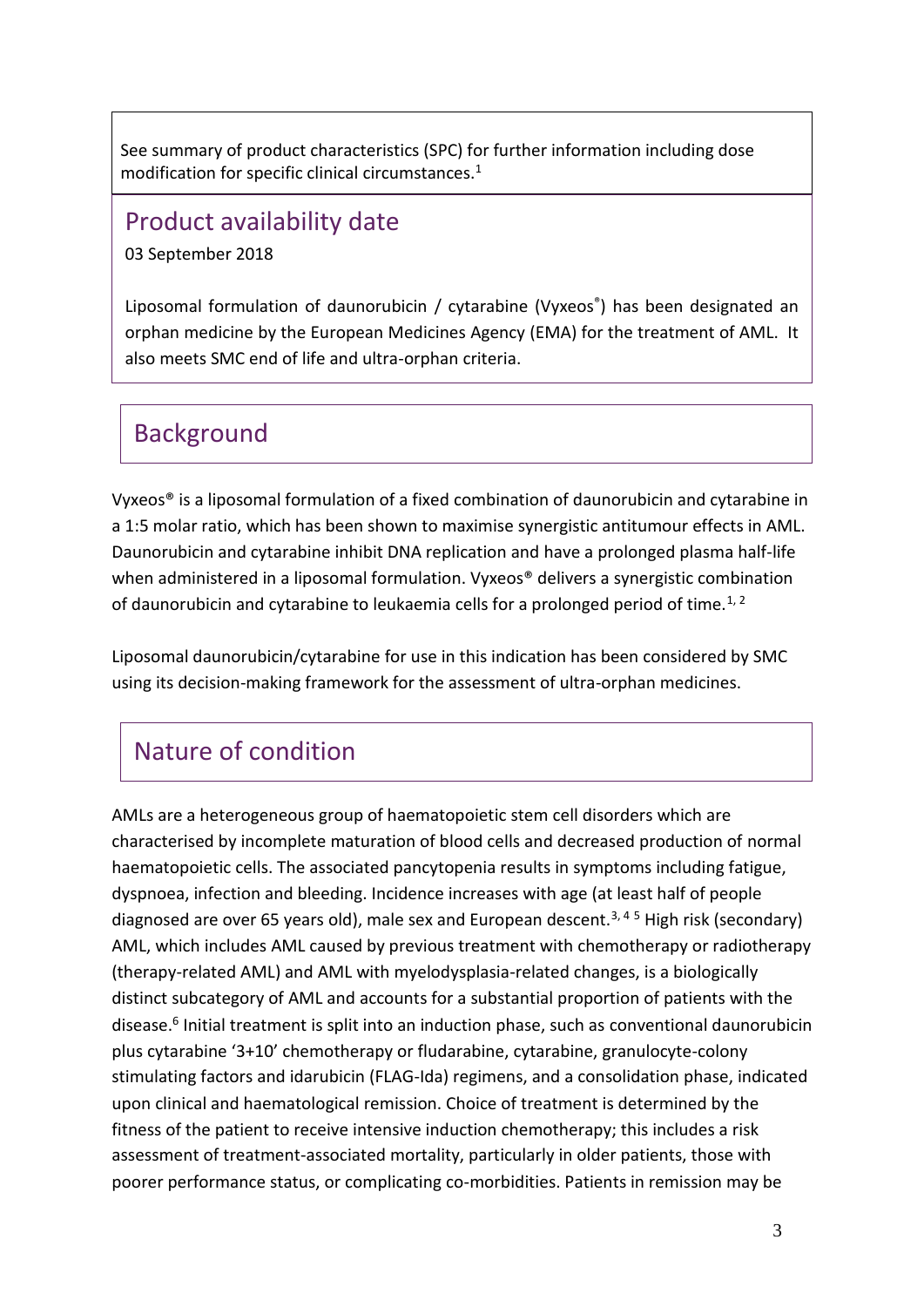See summary of product characteristics (SPC) for further information including dose modification for specific clinical circumstances.[1]

## Product availability date

03 September 2018

Liposomal formulation of daunorubicin / cytarabine (Vyxeos®) has been designated an orphan medicine by the European Medicines Agency (EMA) for the treatment of AML. It also meets SMC end of life and ultra-orphan criteria.

## Background

Vyxeos® is a liposomal formulation of a fixed combination of daunorubicin and cytarabine in a 1:5 molar ratio, which has been shown to maximise synergistic antitumour effects in AML. Daunorubicin and cytarabine inhibit DNA replication and have a prolonged plasma half-life when administered in a liposomal formulation. Vyxeos® delivers a synergistic combination of daunorubicin and cytarabine to leukaemia cells for a prolonged period of time.[1, 2]

Liposomal daunorubicin/cytarabine for use in this indication has been considered by SMC using its decision-making framework for the assessment of ultra-orphan medicines.

## Nature of condition

AMLs are a heterogeneous group of haematopoietic stem cell disorders which are characterised by incomplete maturation of blood cells and decreased production of normal haematopoietic cells. The associated pancytopenia results in symptoms including fatigue, dyspnoea, infection and bleeding. Incidence increases with age (at least half of people diagnosed are over 65 years old), male sex and European descent.[3, 4 5] High risk (secondary) AML, which includes AML caused by previous treatment with chemotherapy or radiotherapy (therapy-related AML) and AML with myelodysplasia-related changes, is a biologically distinct subcategory of AML and accounts for a substantial proportion of patients with the disease.[6] Initial treatment is split into an induction phase, such as conventional daunorubicin plus cytarabine '3+10' chemotherapy or fludarabine, cytarabine, granulocyte-colony stimulating factors and idarubicin (FLAG-Ida) regimens, and a consolidation phase, indicated upon clinical and haematological remission. Choice of treatment is determined by the fitness of the patient to receive intensive induction chemotherapy; this includes a risk assessment of treatment-associated mortality, particularly in older patients, those with poorer performance status, or complicating co-morbidities. Patients in remission may be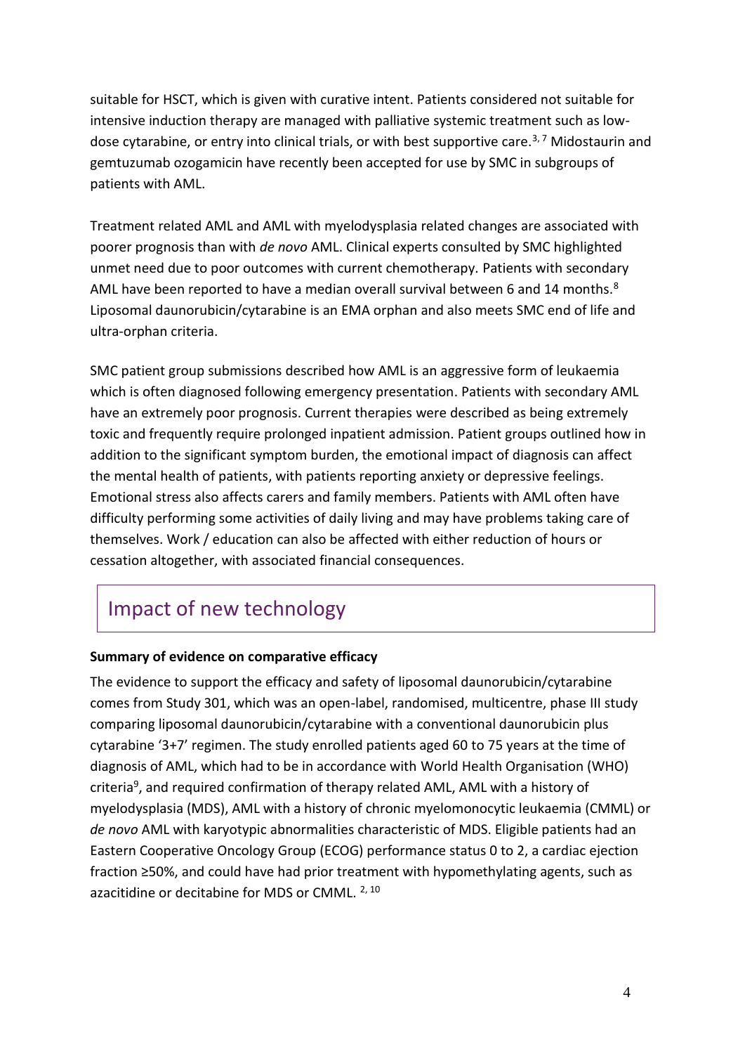suitable for HSCT, which is given with curative intent. Patients considered not suitable for intensive induction therapy are managed with palliative systemic treatment such as low-dose cytarabine, or entry into clinical trials, or with best supportive care.[3, 7] Midostaurin and gemtuzumab ozogamicin have recently been accepted for use by SMC in subgroups of patients with AML.

Treatment related AML and AML with myelodysplasia related changes are associated with poorer prognosis than with *de novo* AML. Clinical experts consulted by SMC highlighted unmet need due to poor outcomes with current chemotherapy. Patients with secondary AML have been reported to have a median overall survival between 6 and 14 months.[8] Liposomal daunorubicin/cytarabine is an EMA orphan and also meets SMC end of life and ultra-orphan criteria.

SMC patient group submissions described how AML is an aggressive form of leukaemia which is often diagnosed following emergency presentation. Patients with secondary AML have an extremely poor prognosis. Current therapies were described as being extremely toxic and frequently require prolonged inpatient admission. Patient groups outlined how in addition to the significant symptom burden, the emotional impact of diagnosis can affect the mental health of patients, with patients reporting anxiety or depressive feelings. Emotional stress also affects carers and family members. Patients with AML often have difficulty performing some activities of daily living and may have problems taking care of themselves. Work / education can also be affected with either reduction of hours or cessation altogether, with associated financial consequences.

## Impact of new technology

**Summary of evidence on comparative efficacy**

The evidence to support the efficacy and safety of liposomal daunorubicin/cytarabine comes from Study 301, which was an open-label, randomised, multicentre, phase III study comparing liposomal daunorubicin/cytarabine with a conventional daunorubicin plus cytarabine '3+7' regimen. The study enrolled patients aged 60 to 75 years at the time of diagnosis of AML, which had to be in accordance with World Health Organisation (WHO) criteria[9], and required confirmation of therapy related AML, AML with a history of myelodysplasia (MDS), AML with a history of chronic myelomonocytic leukaemia (CMML) or *de novo* AML with karyotypic abnormalities characteristic of MDS. Eligible patients had an Eastern Cooperative Oncology Group (ECOG) performance status 0 to 2, a cardiac ejection fraction ≥50%, and could have had prior treatment with hypomethylating agents, such as azacitidine or decitabine for MDS or CMML. [2, 10]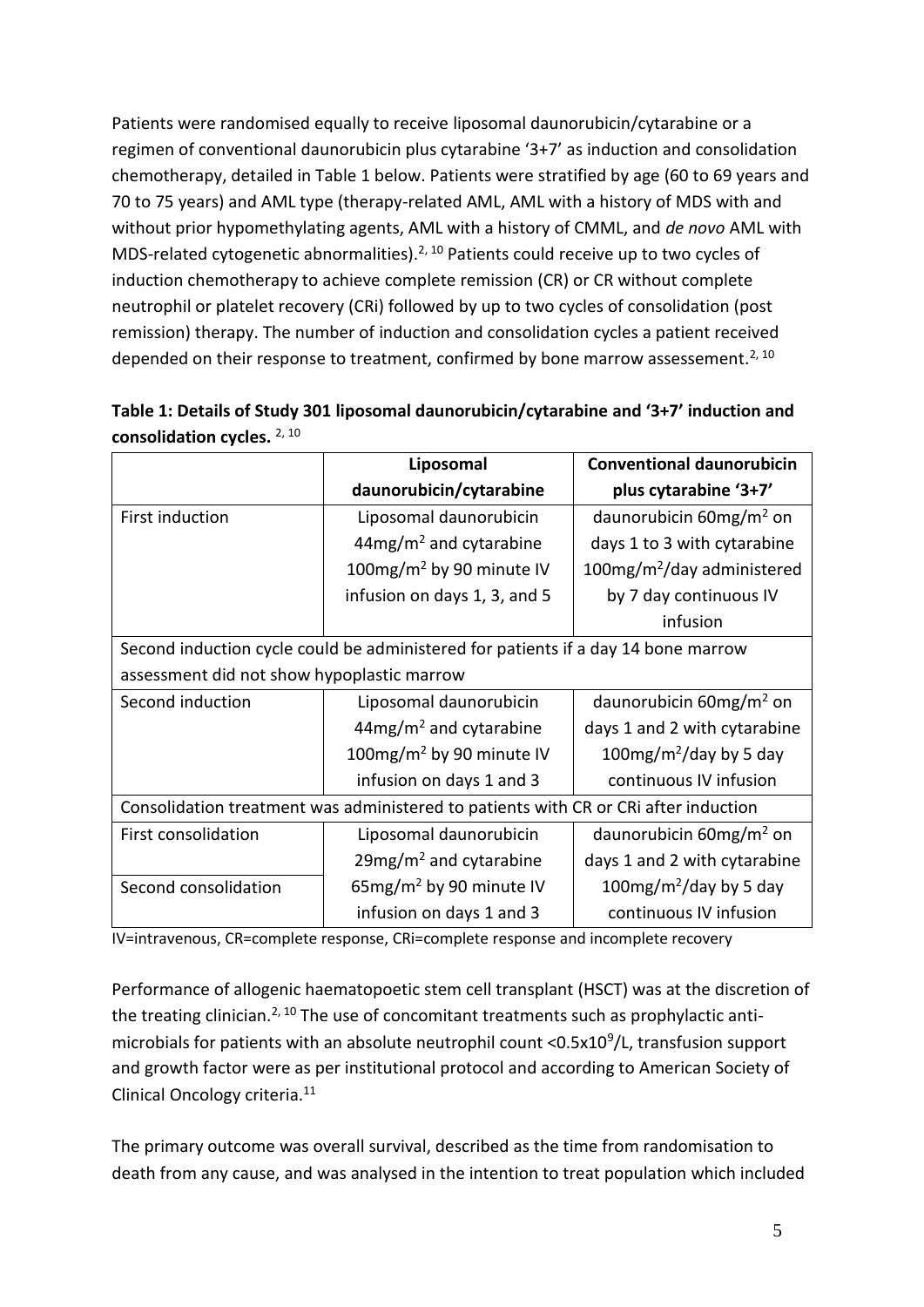Patients were randomised equally to receive liposomal daunorubicin/cytarabine or a regimen of conventional daunorubicin plus cytarabine '3+7' as induction and consolidation chemotherapy, detailed in Table 1 below. Patients were stratified by age (60 to 69 years and 70 to 75 years) and AML type (therapy-related AML, AML with a history of MDS with and without prior hypomethylating agents, AML with a history of CMML, and *de novo* AML with MDS-related cytogenetic abnormalities).[2, 10] Patients could receive up to two cycles of induction chemotherapy to achieve complete remission (CR) or CR without complete neutrophil or platelet recovery (CRi) followed by up to two cycles of consolidation (post remission) therapy. The number of induction and consolidation cycles a patient received depended on their response to treatment, confirmed by bone marrow assessement.[2, 10]

**Table 1: Details of Study 301 liposomal daunorubicin/cytarabine and '3+7' induction and consolidation cycles.** [2, 10]

| | **Liposomal daunorubicin/cytarabine** | **Conventional daunorubicin plus cytarabine '3+7'** |
|---|---|---|
| First induction | Liposomal daunorubicin 44mg/m$^2$ and cytarabine 100mg/m$^2$ by 90 minute IV infusion on days 1, 3, and 5 | daunorubicin 60mg/m$^2$ on days 1 to 3 with cytarabine 100mg/m$^2$/day administered by 7 day continuous IV infusion |
| Second induction cycle could be administered for patients if a day 14 bone marrow assessment did not show hypoplastic marrow | | |
| Second induction | Liposomal daunorubicin 44mg/m$^2$ and cytarabine 100mg/m$^2$ by 90 minute IV infusion on days 1 and 3 | daunorubicin 60mg/m$^2$ on days 1 and 2 with cytarabine 100mg/m$^2$/day by 5 day continuous IV infusion |
| Consolidation treatment was administered to patients with CR or CRi after induction | | |
| First consolidation | Liposomal daunorubicin 29mg/m$^2$ and cytarabine 65mg/m$^2$ by 90 minute IV infusion on days 1 and 3 | daunorubicin 60mg/m$^2$ on days 1 and 2 with cytarabine 100mg/m$^2$/day by 5 day continuous IV infusion |
| Second consolidation | | |

IV=intravenous, CR=complete response, CRi=complete response and incomplete recovery

Performance of allogenic haematopoetic stem cell transplant (HSCT) was at the discretion of the treating clinician.[2, 10] The use of concomitant treatments such as prophylactic anti-microbials for patients with an absolute neutrophil count <0.5x10$^9$/L, transfusion support and growth factor were as per institutional protocol and according to American Society of Clinical Oncology criteria.[11]

The primary outcome was overall survival, described as the time from randomisation to death from any cause, and was analysed in the intention to treat population which included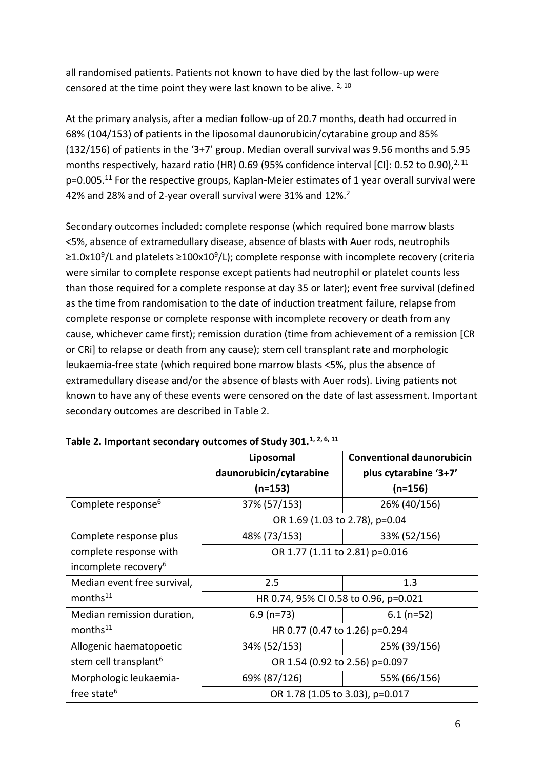all randomised patients. Patients not known to have died by the last follow-up were censored at the time point they were last known to be alive. [2, 10]

At the primary analysis, after a median follow-up of 20.7 months, death had occurred in 68% (104/153) of patients in the liposomal daunorubicin/cytarabine group and 85% (132/156) of patients in the '3+7' group. Median overall survival was 9.56 months and 5.95 months respectively, hazard ratio (HR) 0.69 (95% confidence interval [CI]: 0.52 to 0.90),[2, 11] p=0.005.[11] For the respective groups, Kaplan-Meier estimates of 1 year overall survival were 42% and 28% and of 2-year overall survival were 31% and 12%.[2]

Secondary outcomes included: complete response (which required bone marrow blasts <5%, absence of extramedullary disease, absence of blasts with Auer rods, neutrophils $\geq 1.0 \times 10^9$/L and platelets $\geq 100 \times 10^9$/L); complete response with incomplete recovery (criteria were similar to complete response except patients had neutrophil or platelet counts less than those required for a complete response at day 35 or later); event free survival (defined as the time from randomisation to the date of induction treatment failure, relapse from complete response or complete response with incomplete recovery or death from any cause, whichever came first); remission duration (time from achievement of a remission [CR or CRi] to relapse or death from any cause); stem cell transplant rate and morphologic leukaemia-free state (which required bone marrow blasts <5%, plus the absence of extramedullary disease and/or the absence of blasts with Auer rods). Living patients not known to have any of these events were censored on the date of last assessment. Important secondary outcomes are described in Table 2.

**Table 2. Important secondary outcomes of Study 301.[1, 2, 6, 11]**

| | Liposomal daunorubicin/cytarabine (n=153) | Conventional daunorubicin plus cytarabine '3+7' (n=156) |
|---|---|---|
| Complete response[6] | 37% (57/153) | 26% (40/156) |
| | OR 1.69 (1.03 to 2.78), p=0.04 | |
| Complete response plus complete response with incomplete recovery[6] | 48% (73/153) | 33% (52/156) |
| | OR 1.77 (1.11 to 2.81) p=0.016 | |
| Median event free survival, months[11] | 2.5 | 1.3 |
| | HR 0.74, 95% CI 0.58 to 0.96, p=0.021 | |
| Median remission duration, months[11] | 6.9 (n=73) | 6.1 (n=52) |
| | HR 0.77 (0.47 to 1.26) p=0.294 | |
| Allogenic haematopoetic stem cell transplant[6] | 34% (52/153) | 25% (39/156) |
| | OR 1.54 (0.92 to 2.56) p=0.097 | |
| Morphologic leukaemia-free state[6] | 69% (87/126) | 55% (66/156) |
| | OR 1.78 (1.05 to 3.03), p=0.017 | |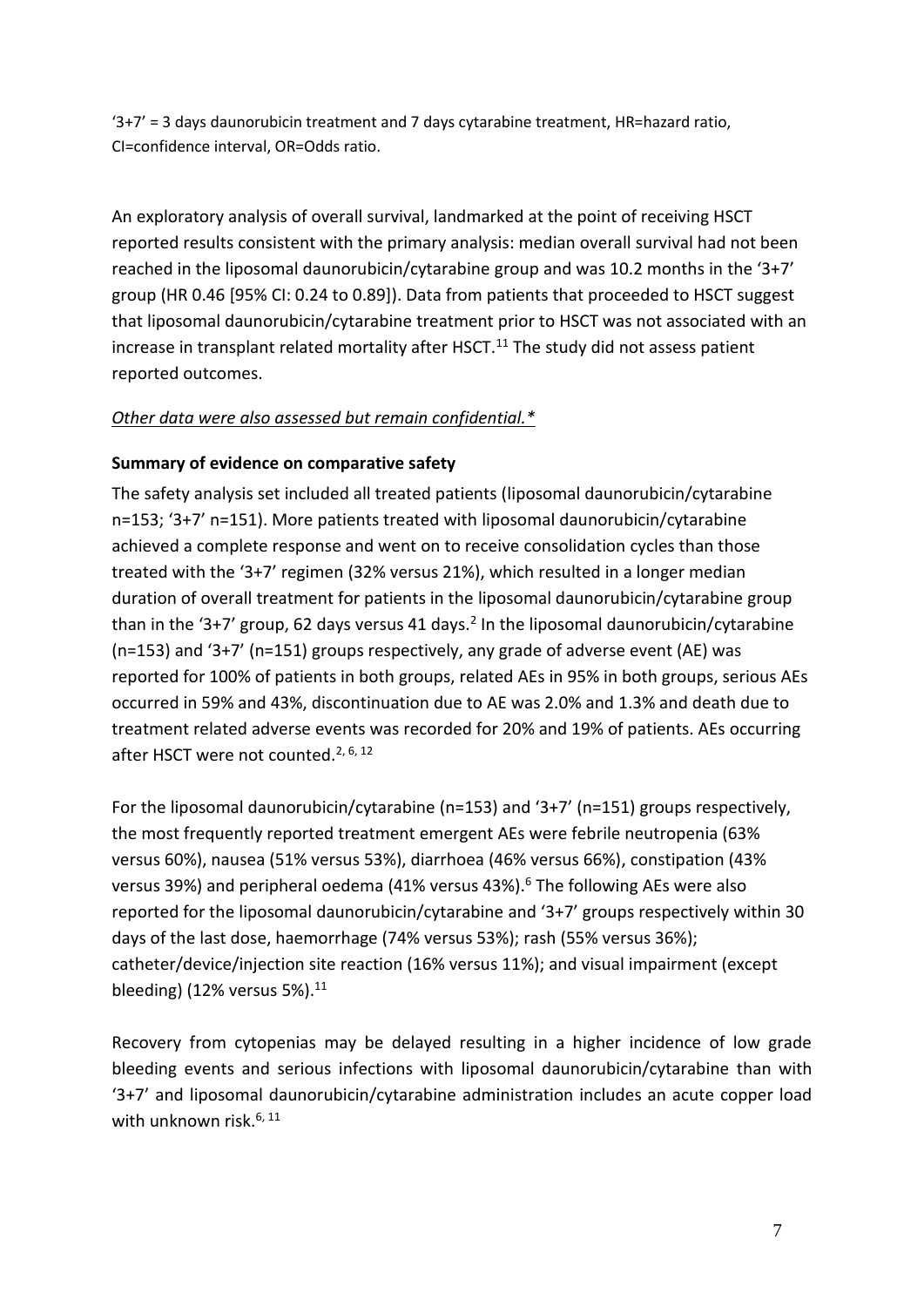'3+7' = 3 days daunorubicin treatment and 7 days cytarabine treatment, HR=hazard ratio, CI=confidence interval, OR=Odds ratio.

An exploratory analysis of overall survival, landmarked at the point of receiving HSCT reported results consistent with the primary analysis: median overall survival had not been reached in the liposomal daunorubicin/cytarabine group and was 10.2 months in the '3+7' group (HR 0.46 [95% CI: 0.24 to 0.89]). Data from patients that proceeded to HSCT suggest that liposomal daunorubicin/cytarabine treatment prior to HSCT was not associated with an increase in transplant related mortality after HSCT.[11] The study did not assess patient reported outcomes.

*Other data were also assessed but remain confidential.**

**Summary of evidence on comparative safety**

The safety analysis set included all treated patients (liposomal daunorubicin/cytarabine n=153; '3+7' n=151). More patients treated with liposomal daunorubicin/cytarabine achieved a complete response and went on to receive consolidation cycles than those treated with the '3+7' regimen (32% versus 21%), which resulted in a longer median duration of overall treatment for patients in the liposomal daunorubicin/cytarabine group than in the '3+7' group, 62 days versus 41 days.[2] In the liposomal daunorubicin/cytarabine (n=153) and '3+7' (n=151) groups respectively, any grade of adverse event (AE) was reported for 100% of patients in both groups, related AEs in 95% in both groups, serious AEs occurred in 59% and 43%, discontinuation due to AE was 2.0% and 1.3% and death due to treatment related adverse events was recorded for 20% and 19% of patients. AEs occurring after HSCT were not counted.[2, 6, 12]

For the liposomal daunorubicin/cytarabine (n=153) and '3+7' (n=151) groups respectively, the most frequently reported treatment emergent AEs were febrile neutropenia (63% versus 60%), nausea (51% versus 53%), diarrhoea (46% versus 66%), constipation (43% versus 39%) and peripheral oedema (41% versus 43%).[6] The following AEs were also reported for the liposomal daunorubicin/cytarabine and '3+7' groups respectively within 30 days of the last dose, haemorrhage (74% versus 53%); rash (55% versus 36%); catheter/device/injection site reaction (16% versus 11%); and visual impairment (except bleeding) (12% versus 5%).[11]

Recovery from cytopenias may be delayed resulting in a higher incidence of low grade bleeding events and serious infections with liposomal daunorubicin/cytarabine than with '3+7' and liposomal daunorubicin/cytarabine administration includes an acute copper load with unknown risk.[6, 11]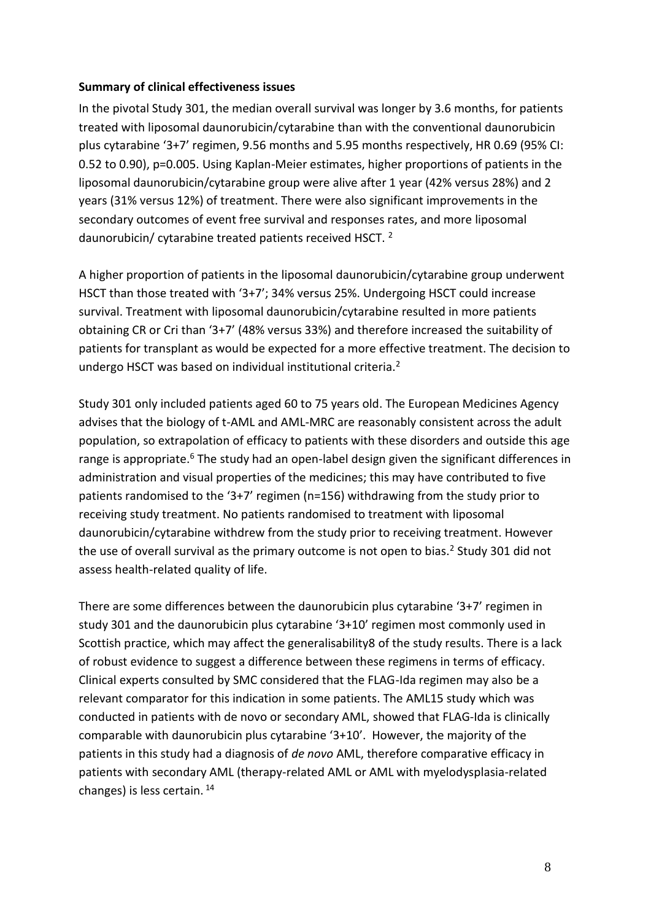**Summary of clinical effectiveness issues**

In the pivotal Study 301, the median overall survival was longer by 3.6 months, for patients treated with liposomal daunorubicin/cytarabine than with the conventional daunorubicin plus cytarabine '3+7' regimen, 9.56 months and 5.95 months respectively, HR 0.69 (95% CI: 0.52 to 0.90), p=0.005. Using Kaplan-Meier estimates, higher proportions of patients in the liposomal daunorubicin/cytarabine group were alive after 1 year (42% versus 28%) and 2 years (31% versus 12%) of treatment. There were also significant improvements in the secondary outcomes of event free survival and responses rates, and more liposomal daunorubicin/ cytarabine treated patients received HSCT. [2]

A higher proportion of patients in the liposomal daunorubicin/cytarabine group underwent HSCT than those treated with '3+7'; 34% versus 25%. Undergoing HSCT could increase survival. Treatment with liposomal daunorubicin/cytarabine resulted in more patients obtaining CR or Cri than '3+7' (48% versus 33%) and therefore increased the suitability of patients for transplant as would be expected for a more effective treatment. The decision to undergo HSCT was based on individual institutional criteria.[2]

Study 301 only included patients aged 60 to 75 years old. The European Medicines Agency advises that the biology of t-AML and AML-MRC are reasonably consistent across the adult population, so extrapolation of efficacy to patients with these disorders and outside this age range is appropriate.[6] The study had an open-label design given the significant differences in administration and visual properties of the medicines; this may have contributed to five patients randomised to the '3+7' regimen (n=156) withdrawing from the study prior to receiving study treatment. No patients randomised to treatment with liposomal daunorubicin/cytarabine withdrew from the study prior to receiving treatment. However the use of overall survival as the primary outcome is not open to bias.[2] Study 301 did not assess health-related quality of life.

There are some differences between the daunorubicin plus cytarabine '3+7' regimen in study 301 and the daunorubicin plus cytarabine '3+10' regimen most commonly used in Scottish practice, which may affect the generalisability8 of the study results. There is a lack of robust evidence to suggest a difference between these regimens in terms of efficacy. Clinical experts consulted by SMC considered that the FLAG-Ida regimen may also be a relevant comparator for this indication in some patients. The AML15 study which was conducted in patients with de novo or secondary AML, showed that FLAG-Ida is clinically comparable with daunorubicin plus cytarabine '3+10'. However, the majority of the patients in this study had a diagnosis of *de novo* AML, therefore comparative efficacy in patients with secondary AML (therapy-related AML or AML with myelodysplasia-related changes) is less certain. [14]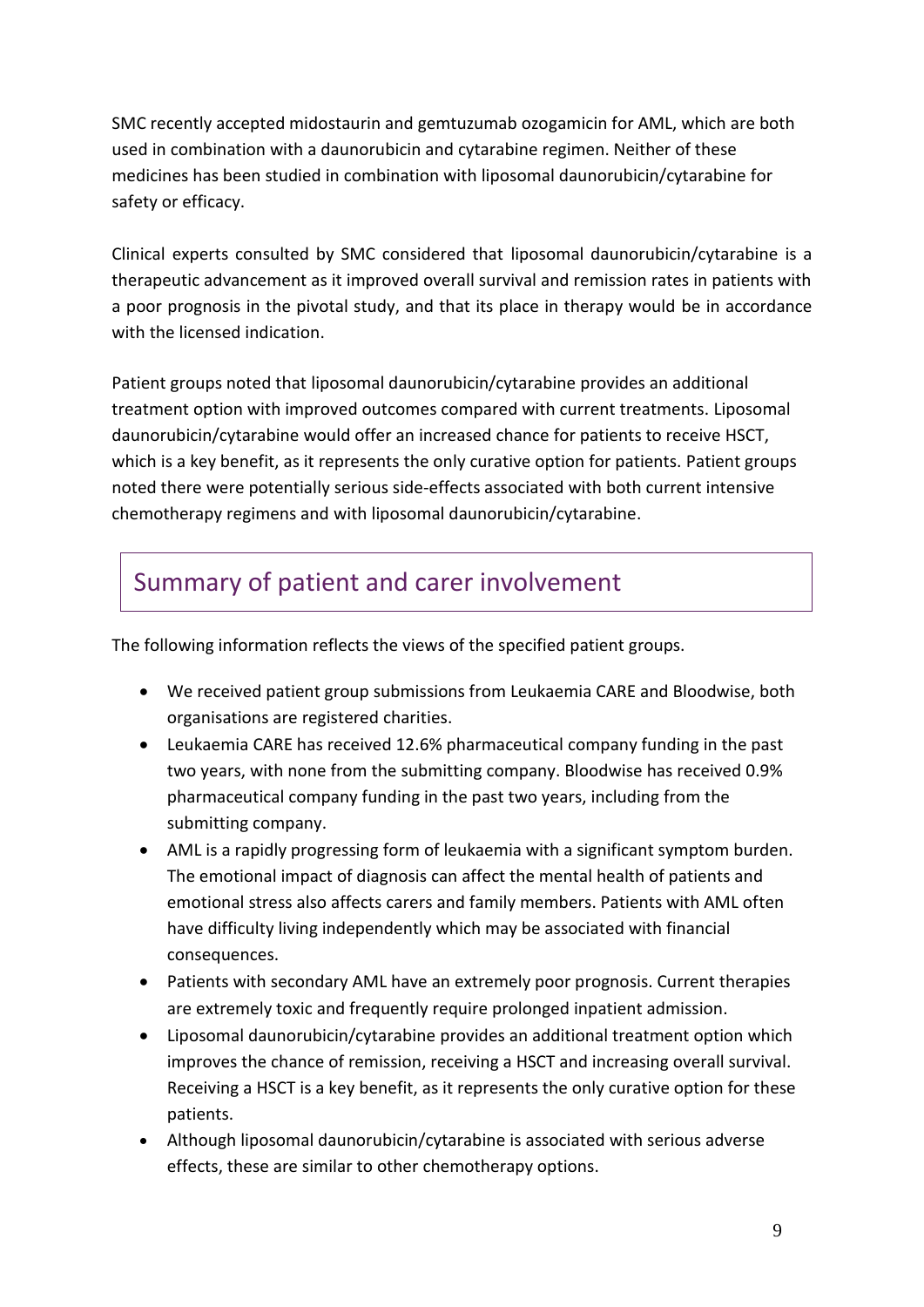SMC recently accepted midostaurin and gemtuzumab ozogamicin for AML, which are both used in combination with a daunorubicin and cytarabine regimen. Neither of these medicines has been studied in combination with liposomal daunorubicin/cytarabine for safety or efficacy.

Clinical experts consulted by SMC considered that liposomal daunorubicin/cytarabine is a therapeutic advancement as it improved overall survival and remission rates in patients with a poor prognosis in the pivotal study, and that its place in therapy would be in accordance with the licensed indication.

Patient groups noted that liposomal daunorubicin/cytarabine provides an additional treatment option with improved outcomes compared with current treatments. Liposomal daunorubicin/cytarabine would offer an increased chance for patients to receive HSCT, which is a key benefit, as it represents the only curative option for patients. Patient groups noted there were potentially serious side-effects associated with both current intensive chemotherapy regimens and with liposomal daunorubicin/cytarabine.

## Summary of patient and carer involvement

The following information reflects the views of the specified patient groups.

- We received patient group submissions from Leukaemia CARE and Bloodwise, both organisations are registered charities.
- Leukaemia CARE has received 12.6% pharmaceutical company funding in the past two years, with none from the submitting company. Bloodwise has received 0.9% pharmaceutical company funding in the past two years, including from the submitting company.
- AML is a rapidly progressing form of leukaemia with a significant symptom burden. The emotional impact of diagnosis can affect the mental health of patients and emotional stress also affects carers and family members. Patients with AML often have difficulty living independently which may be associated with financial consequences.
- Patients with secondary AML have an extremely poor prognosis. Current therapies are extremely toxic and frequently require prolonged inpatient admission.
- Liposomal daunorubicin/cytarabine provides an additional treatment option which improves the chance of remission, receiving a HSCT and increasing overall survival. Receiving a HSCT is a key benefit, as it represents the only curative option for these patients.
- Although liposomal daunorubicin/cytarabine is associated with serious adverse effects, these are similar to other chemotherapy options.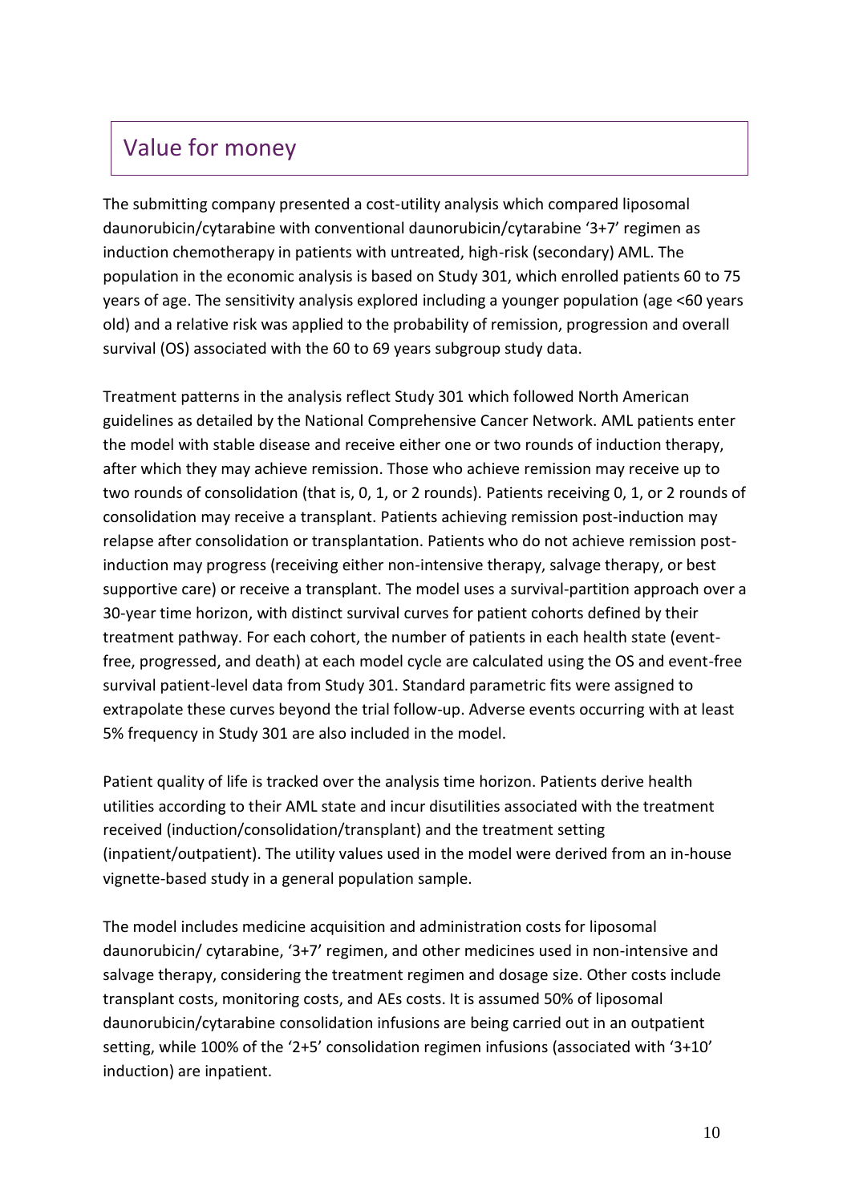## Value for money

The submitting company presented a cost-utility analysis which compared liposomal daunorubicin/cytarabine with conventional daunorubicin/cytarabine '3+7' regimen as induction chemotherapy in patients with untreated, high-risk (secondary) AML. The population in the economic analysis is based on Study 301, which enrolled patients 60 to 75 years of age. The sensitivity analysis explored including a younger population (age <60 years old) and a relative risk was applied to the probability of remission, progression and overall survival (OS) associated with the 60 to 69 years subgroup study data.

Treatment patterns in the analysis reflect Study 301 which followed North American guidelines as detailed by the National Comprehensive Cancer Network. AML patients enter the model with stable disease and receive either one or two rounds of induction therapy, after which they may achieve remission. Those who achieve remission may receive up to two rounds of consolidation (that is, 0, 1, or 2 rounds). Patients receiving 0, 1, or 2 rounds of consolidation may receive a transplant. Patients achieving remission post-induction may relapse after consolidation or transplantation. Patients who do not achieve remission post-induction may progress (receiving either non-intensive therapy, salvage therapy, or best supportive care) or receive a transplant. The model uses a survival-partition approach over a 30-year time horizon, with distinct survival curves for patient cohorts defined by their treatment pathway. For each cohort, the number of patients in each health state (event-free, progressed, and death) at each model cycle are calculated using the OS and event-free survival patient-level data from Study 301. Standard parametric fits were assigned to extrapolate these curves beyond the trial follow-up. Adverse events occurring with at least 5% frequency in Study 301 are also included in the model.

Patient quality of life is tracked over the analysis time horizon. Patients derive health utilities according to their AML state and incur disutilities associated with the treatment received (induction/consolidation/transplant) and the treatment setting (inpatient/outpatient). The utility values used in the model were derived from an in-house vignette-based study in a general population sample.

The model includes medicine acquisition and administration costs for liposomal daunorubicin/ cytarabine, '3+7' regimen, and other medicines used in non-intensive and salvage therapy, considering the treatment regimen and dosage size. Other costs include transplant costs, monitoring costs, and AEs costs. It is assumed 50% of liposomal daunorubicin/cytarabine consolidation infusions are being carried out in an outpatient setting, while 100% of the '2+5' consolidation regimen infusions (associated with '3+10' induction) are inpatient.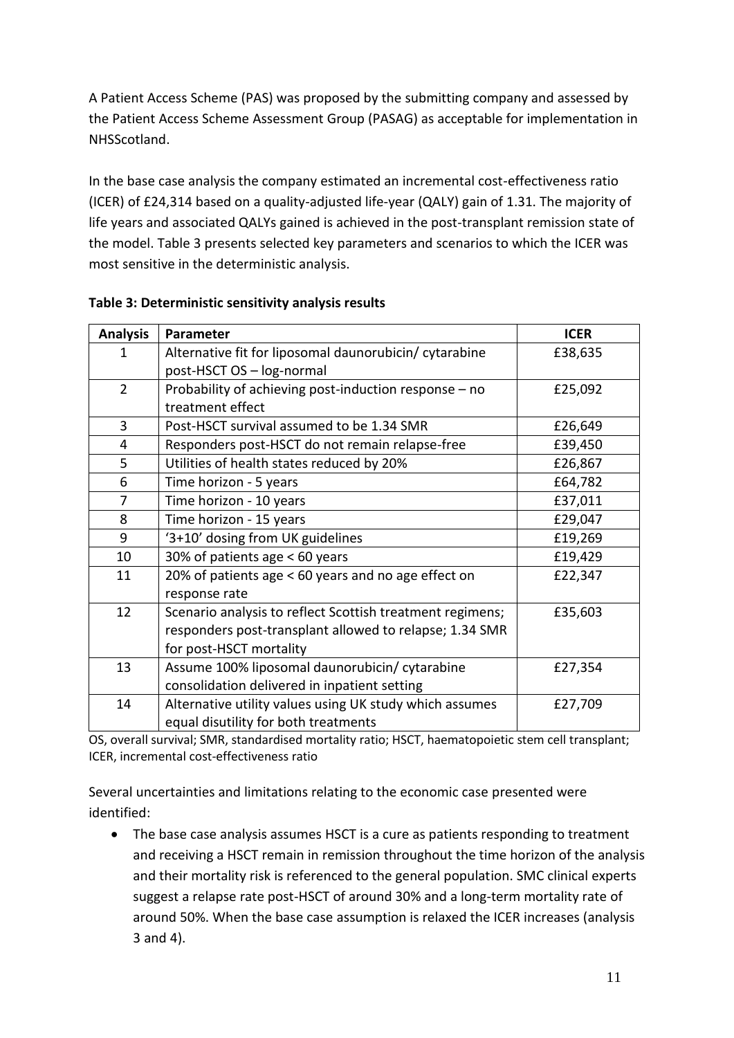A Patient Access Scheme (PAS) was proposed by the submitting company and assessed by the Patient Access Scheme Assessment Group (PASAG) as acceptable for implementation in NHSScotland.

In the base case analysis the company estimated an incremental cost-effectiveness ratio (ICER) of £24,314 based on a quality-adjusted life-year (QALY) gain of 1.31. The majority of life years and associated QALYs gained is achieved in the post-transplant remission state of the model. Table 3 presents selected key parameters and scenarios to which the ICER was most sensitive in the deterministic analysis.

**Table 3: Deterministic sensitivity analysis results**

| Analysis | Parameter | ICER |
|---|---|---|
| 1 | Alternative fit for liposomal daunorubicin/ cytarabine post-HSCT OS – log-normal | £38,635 |
| 2 | Probability of achieving post-induction response – no treatment effect | £25,092 |
| 3 | Post-HSCT survival assumed to be 1.34 SMR | £26,649 |
| 4 | Responders post-HSCT do not remain relapse-free | £39,450 |
| 5 | Utilities of health states reduced by 20% | £26,867 |
| 6 | Time horizon - 5 years | £64,782 |
| 7 | Time horizon - 10 years | £37,011 |
| 8 | Time horizon - 15 years | £29,047 |
| 9 | '3+10' dosing from UK guidelines | £19,269 |
| 10 | 30% of patients age < 60 years | £19,429 |
| 11 | 20% of patients age < 60 years and no age effect on response rate | £22,347 |
| 12 | Scenario analysis to reflect Scottish treatment regimens; responders post-transplant allowed to relapse; 1.34 SMR for post-HSCT mortality | £35,603 |
| 13 | Assume 100% liposomal daunorubicin/ cytarabine consolidation delivered in inpatient setting | £27,354 |
| 14 | Alternative utility values using UK study which assumes equal disutility for both treatments | £27,709 |

OS, overall survival; SMR, standardised mortality ratio; HSCT, haematopoietic stem cell transplant; ICER, incremental cost-effectiveness ratio

Several uncertainties and limitations relating to the economic case presented were identified:

- The base case analysis assumes HSCT is a cure as patients responding to treatment and receiving a HSCT remain in remission throughout the time horizon of the analysis and their mortality risk is referenced to the general population. SMC clinical experts suggest a relapse rate post-HSCT of around 30% and a long-term mortality rate of around 50%. When the base case assumption is relaxed the ICER increases (analysis 3 and 4).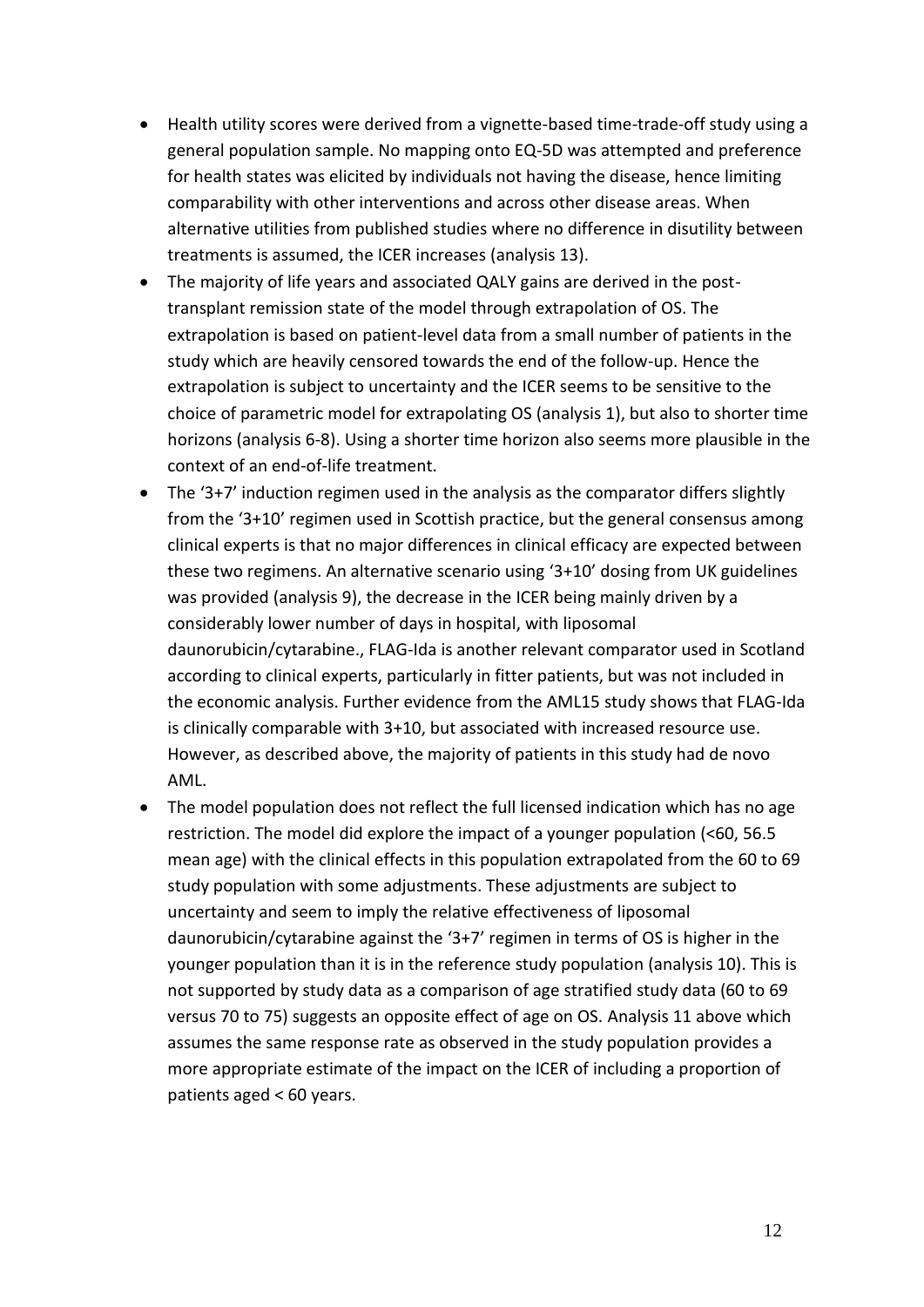- Health utility scores were derived from a vignette-based time-trade-off study using a general population sample. No mapping onto EQ-5D was attempted and preference for health states was elicited by individuals not having the disease, hence limiting comparability with other interventions and across other disease areas. When alternative utilities from published studies where no difference in disutility between treatments is assumed, the ICER increases (analysis 13).
- The majority of life years and associated QALY gains are derived in the post-transplant remission state of the model through extrapolation of OS. The extrapolation is based on patient-level data from a small number of patients in the study which are heavily censored towards the end of the follow-up. Hence the extrapolation is subject to uncertainty and the ICER seems to be sensitive to the choice of parametric model for extrapolating OS (analysis 1), but also to shorter time horizons (analysis 6-8). Using a shorter time horizon also seems more plausible in the context of an end-of-life treatment.
- The '3+7' induction regimen used in the analysis as the comparator differs slightly from the '3+10' regimen used in Scottish practice, but the general consensus among clinical experts is that no major differences in clinical efficacy are expected between these two regimens. An alternative scenario using '3+10' dosing from UK guidelines was provided (analysis 9), the decrease in the ICER being mainly driven by a considerably lower number of days in hospital, with liposomal daunorubicin/cytarabine., FLAG-Ida is another relevant comparator used in Scotland according to clinical experts, particularly in fitter patients, but was not included in the economic analysis. Further evidence from the AML15 study shows that FLAG-Ida is clinically comparable with 3+10, but associated with increased resource use. However, as described above, the majority of patients in this study had de novo AML.
- The model population does not reflect the full licensed indication which has no age restriction. The model did explore the impact of a younger population (<60, 56.5 mean age) with the clinical effects in this population extrapolated from the 60 to 69 study population with some adjustments. These adjustments are subject to uncertainty and seem to imply the relative effectiveness of liposomal daunorubicin/cytarabine against the '3+7' regimen in terms of OS is higher in the younger population than it is in the reference study population (analysis 10). This is not supported by study data as a comparison of age stratified study data (60 to 69 versus 70 to 75) suggests an opposite effect of age on OS. Analysis 11 above which assumes the same response rate as observed in the study population provides a more appropriate estimate of the impact on the ICER of including a proportion of patients aged < 60 years.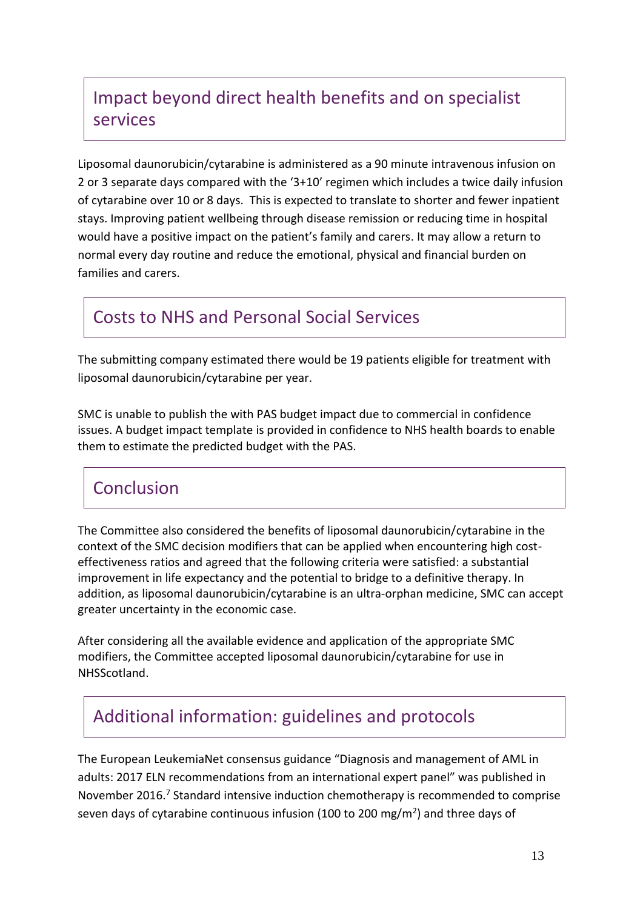## Impact beyond direct health benefits and on specialist services

Liposomal daunorubicin/cytarabine is administered as a 90 minute intravenous infusion on 2 or 3 separate days compared with the '3+10' regimen which includes a twice daily infusion of cytarabine over 10 or 8 days. This is expected to translate to shorter and fewer inpatient stays. Improving patient wellbeing through disease remission or reducing time in hospital would have a positive impact on the patient's family and carers. It may allow a return to normal every day routine and reduce the emotional, physical and financial burden on families and carers.

## Costs to NHS and Personal Social Services

The submitting company estimated there would be 19 patients eligible for treatment with liposomal daunorubicin/cytarabine per year.

SMC is unable to publish the with PAS budget impact due to commercial in confidence issues. A budget impact template is provided in confidence to NHS health boards to enable them to estimate the predicted budget with the PAS.

## Conclusion

The Committee also considered the benefits of liposomal daunorubicin/cytarabine in the context of the SMC decision modifiers that can be applied when encountering high cost-effectiveness ratios and agreed that the following criteria were satisfied: a substantial improvement in life expectancy and the potential to bridge to a definitive therapy. In addition, as liposomal daunorubicin/cytarabine is an ultra-orphan medicine, SMC can accept greater uncertainty in the economic case.

After considering all the available evidence and application of the appropriate SMC modifiers, the Committee accepted liposomal daunorubicin/cytarabine for use in NHSScotland.

## Additional information: guidelines and protocols

The European LeukemiaNet consensus guidance "Diagnosis and management of AML in adults: 2017 ELN recommendations from an international expert panel" was published in November 2016.[7] Standard intensive induction chemotherapy is recommended to comprise seven days of cytarabine continuous infusion (100 to 200 mg/m$^2$) and three days of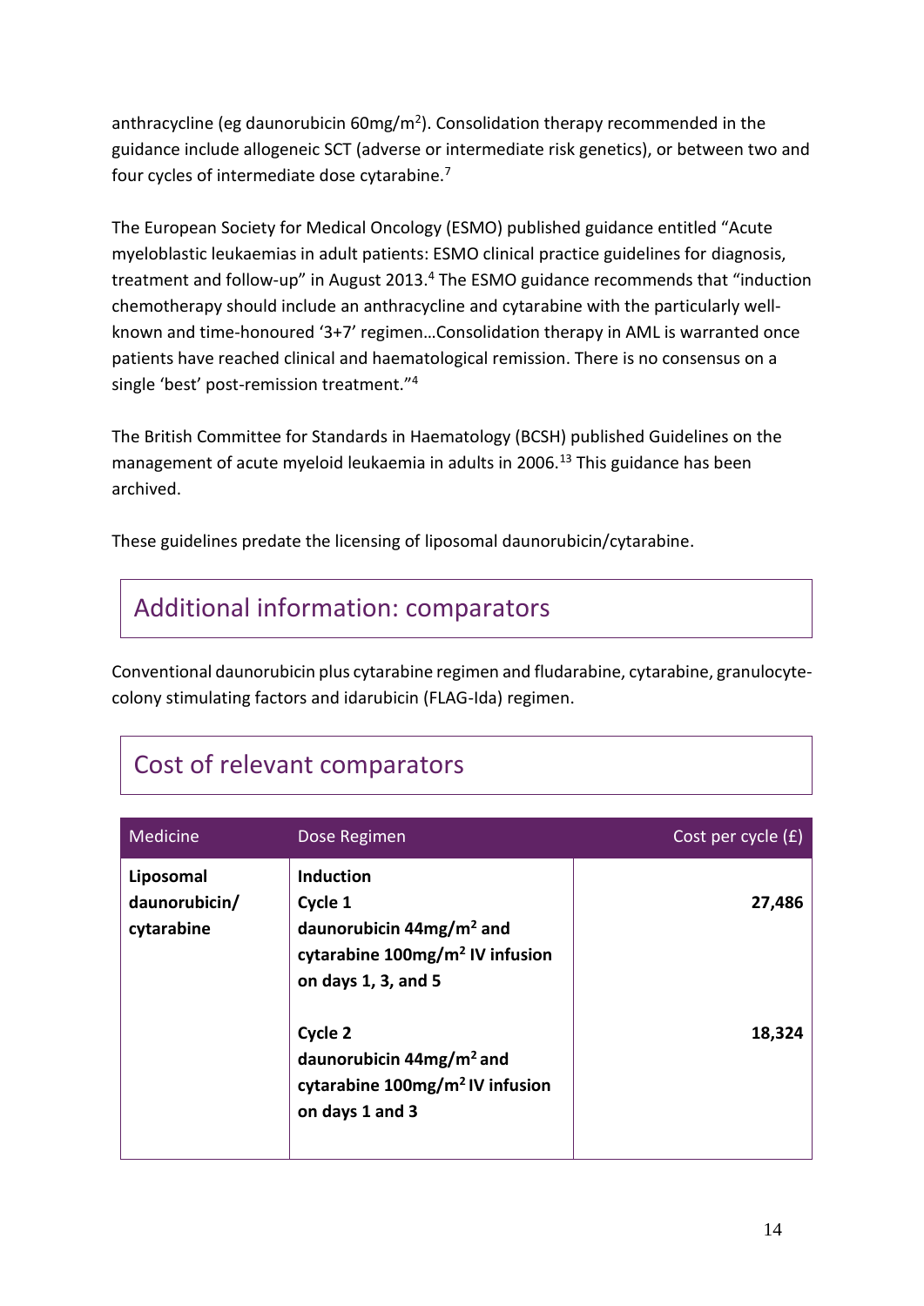anthracycline (eg daunorubicin 60mg/m$^2$). Consolidation therapy recommended in the guidance include allogeneic SCT (adverse or intermediate risk genetics), or between two and four cycles of intermediate dose cytarabine.[7]

The European Society for Medical Oncology (ESMO) published guidance entitled "Acute myeloblastic leukaemias in adult patients: ESMO clinical practice guidelines for diagnosis, treatment and follow-up" in August 2013.[4] The ESMO guidance recommends that "induction chemotherapy should include an anthracycline and cytarabine with the particularly well-known and time-honoured '3+7' regimen…Consolidation therapy in AML is warranted once patients have reached clinical and haematological remission. There is no consensus on a single 'best' post-remission treatment."[4]

The British Committee for Standards in Haematology (BCSH) published Guidelines on the management of acute myeloid leukaemia in adults in 2006.[13] This guidance has been archived.

These guidelines predate the licensing of liposomal daunorubicin/cytarabine.

## Additional information: comparators

Conventional daunorubicin plus cytarabine regimen and fludarabine, cytarabine, granulocyte-colony stimulating factors and idarubicin (FLAG-Ida) regimen.

## Cost of relevant comparators

| Medicine | Dose Regimen | Cost per cycle (£) |
|---|---|---|
| **Liposomal daunorubicin/ cytarabine** | **Induction**<br>**Cycle 1**<br>**daunorubicin 44mg/m$^2$ and cytarabine 100mg/m$^2$ IV infusion on days 1, 3, and 5** | **27,486** |
| | **Cycle 2**<br>**daunorubicin 44mg/m$^2$ and cytarabine 100mg/m$^2$ IV infusion on days 1 and 3** | **18,324** |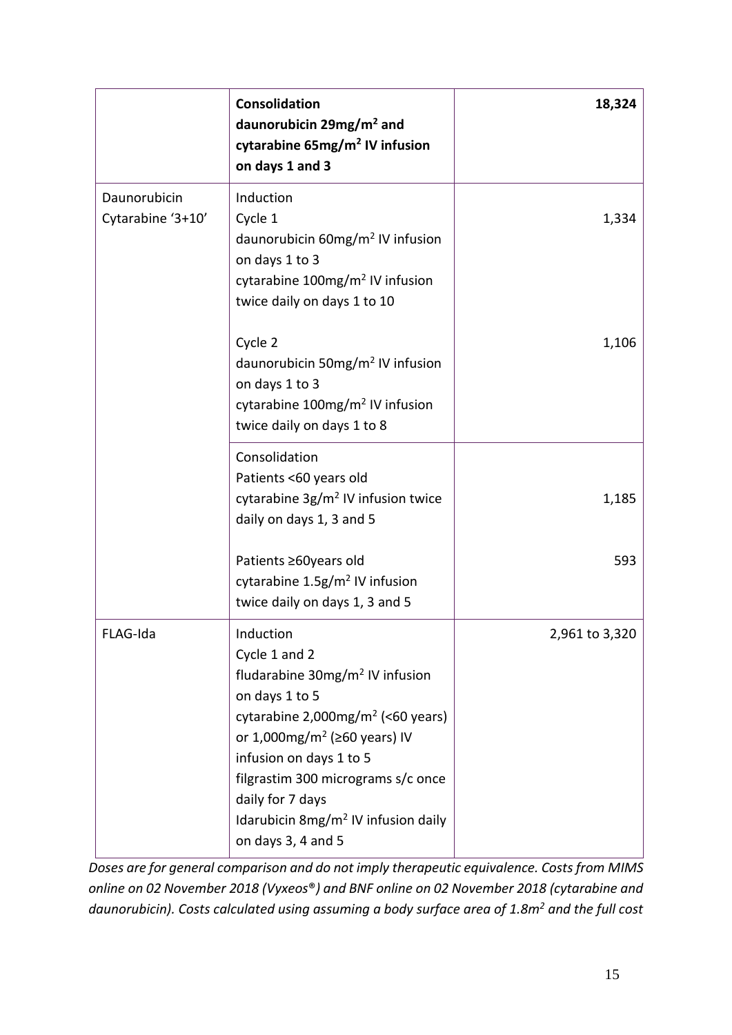| | | |
|---|---|---|
| | **Consolidation daunorubicin 29mg/m$^2$ and cytarabine 65mg/m$^2$ IV infusion on days 1 and 3** | **18,324** |
| Daunorubicin Cytarabine '3+10' | Induction<br>Cycle 1<br>daunorubicin 60mg/m$^2$ IV infusion on days 1 to 3<br>cytarabine 100mg/m$^2$ IV infusion twice daily on days 1 to 10 | 1,334 |
| | Cycle 2<br>daunorubicin 50mg/m$^2$ IV infusion on days 1 to 3<br>cytarabine 100mg/m$^2$ IV infusion twice daily on days 1 to 8 | 1,106 |
| | Consolidation<br>Patients <60 years old<br>cytarabine 3g/m$^2$ IV infusion twice daily on days 1, 3 and 5 | 1,185 |
| | Patients ≥60years old<br>cytarabine 1.5g/m$^2$ IV infusion twice daily on days 1, 3 and 5 | 593 |
| FLAG-Ida | Induction<br>Cycle 1 and 2<br>fludarabine 30mg/m$^2$ IV infusion on days 1 to 5<br>cytarabine 2,000mg/m$^2$ (<60 years) or 1,000mg/m$^2$ (≥60 years) IV infusion on days 1 to 5<br>filgrastim 300 micrograms s/c once daily for 7 days<br>Idarubicin 8mg/m$^2$ IV infusion daily on days 3, 4 and 5 | 2,961 to 3,320 |

*Doses are for general comparison and do not imply therapeutic equivalence. Costs from MIMS online on 02 November 2018 (Vyxeos®) and BNF online on 02 November 2018 (cytarabine and daunorubicin). Costs calculated using assuming a body surface area of 1.8m$^2$ and the full cost*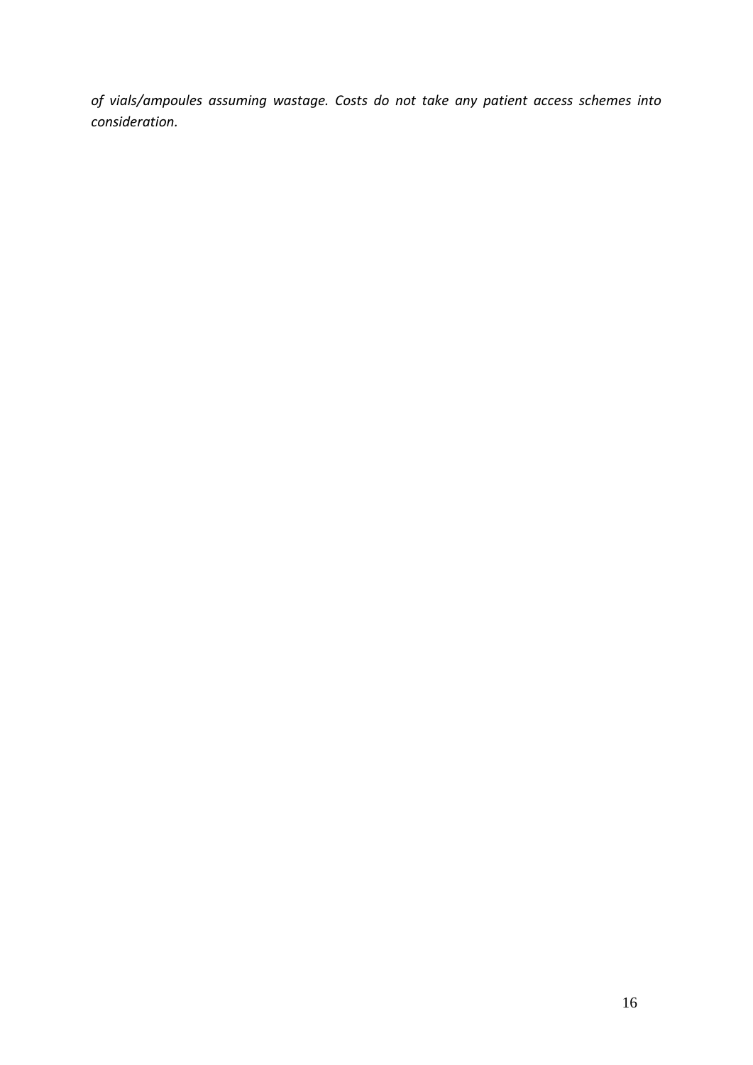*of vials/ampoules assuming wastage. Costs do not take any patient access schemes into consideration.*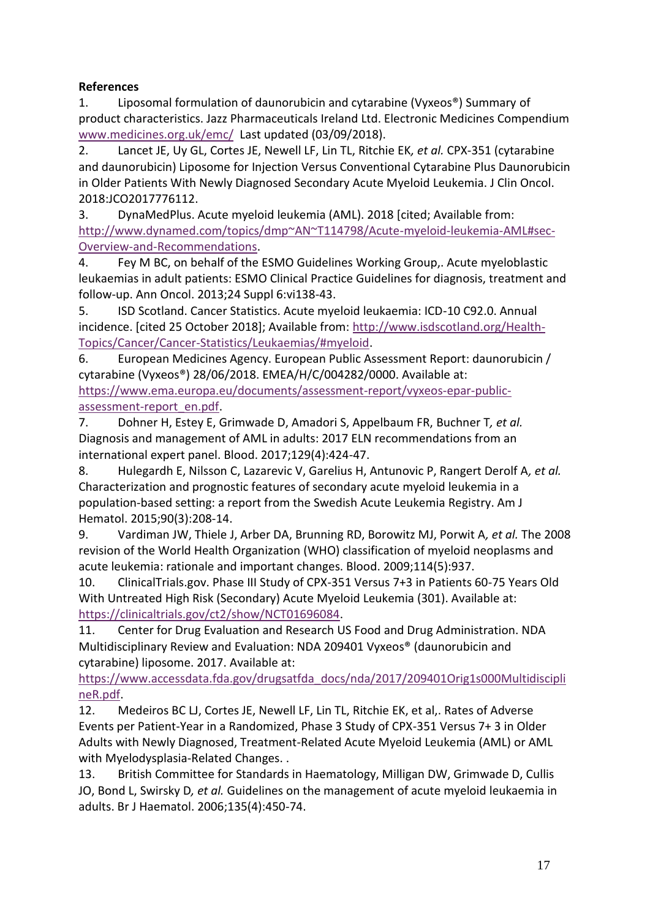**References**

1. Liposomal formulation of daunorubicin and cytarabine (Vyxeos®) Summary of product characteristics. Jazz Pharmaceuticals Ireland Ltd. Electronic Medicines Compendium www.medicines.org.uk/emc/ Last updated (03/09/2018).
2. Lancet JE, Uy GL, Cortes JE, Newell LF, Lin TL, Ritchie EK*, et al.* CPX-351 (cytarabine and daunorubicin) Liposome for Injection Versus Conventional Cytarabine Plus Daunorubicin in Older Patients With Newly Diagnosed Secondary Acute Myeloid Leukemia. J Clin Oncol. 2018:JCO2017776112.
3. DynaMedPlus. Acute myeloid leukemia (AML). 2018 [cited; Available from: http://www.dynamed.com/topics/dmp~AN~T114798/Acute-myeloid-leukemia-AML#sec-Overview-and-Recommendations.
4. Fey M BC, on behalf of the ESMO Guidelines Working Group,. Acute myeloblastic leukaemias in adult patients: ESMO Clinical Practice Guidelines for diagnosis, treatment and follow-up. Ann Oncol. 2013;24 Suppl 6:vi138-43.
5. ISD Scotland. Cancer Statistics. Acute myeloid leukaemia: ICD-10 C92.0. Annual incidence. [cited 25 October 2018]; Available from: http://www.isdscotland.org/Health-Topics/Cancer/Cancer-Statistics/Leukaemias/#myeloid.
6. European Medicines Agency. European Public Assessment Report: daunorubicin / cytarabine (Vyxeos®) 28/06/2018. EMEA/H/C/004282/0000. Available at: https://www.ema.europa.eu/documents/assessment-report/vyxeos-epar-public-assessment-report_en.pdf.
7. Dohner H, Estey E, Grimwade D, Amadori S, Appelbaum FR, Buchner T*, et al.* Diagnosis and management of AML in adults: 2017 ELN recommendations from an international expert panel. Blood. 2017;129(4):424-47.
8. Hulegardh E, Nilsson C, Lazarevic V, Garelius H, Antunovic P, Rangert Derolf A*, et al.* Characterization and prognostic features of secondary acute myeloid leukemia in a population-based setting: a report from the Swedish Acute Leukemia Registry. Am J Hematol. 2015;90(3):208-14.
9. Vardiman JW, Thiele J, Arber DA, Brunning RD, Borowitz MJ, Porwit A*, et al.* The 2008 revision of the World Health Organization (WHO) classification of myeloid neoplasms and acute leukemia: rationale and important changes. Blood. 2009;114(5):937.
10. ClinicalTrials.gov. Phase III Study of CPX-351 Versus 7+3 in Patients 60-75 Years Old With Untreated High Risk (Secondary) Acute Myeloid Leukemia (301). Available at: https://clinicaltrials.gov/ct2/show/NCT01696084.
11. Center for Drug Evaluation and Research US Food and Drug Administration. NDA Multidisciplinary Review and Evaluation: NDA 209401 Vyxeos® (daunorubicin and cytarabine) liposome. 2017. Available at: https://www.accessdata.fda.gov/drugsatfda_docs/nda/2017/209401Orig1s000MultidisciplineR.pdf.
12. Medeiros BC LJ, Cortes JE, Newell LF, Lin TL, Ritchie EK, et al,. Rates of Adverse Events per Patient-Year in a Randomized, Phase 3 Study of CPX-351 Versus 7+ 3 in Older Adults with Newly Diagnosed, Treatment-Related Acute Myeloid Leukemia (AML) or AML with Myelodysplasia-Related Changes. .
13. British Committee for Standards in Haematology, Milligan DW, Grimwade D, Cullis JO, Bond L, Swirsky D*, et al.* Guidelines on the management of acute myeloid leukaemia in adults. Br J Haematol. 2006;135(4):450-74.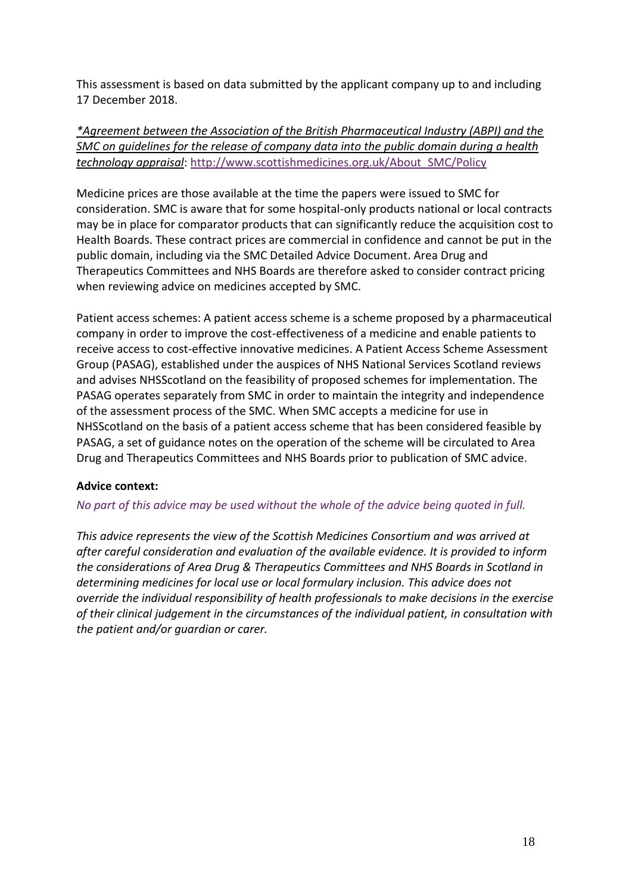This assessment is based on data submitted by the applicant company up to and including 17 December 2018.

*Agreement between the Association of the British Pharmaceutical Industry (ABPI) and the SMC on guidelines for the release of company data into the public domain during a health technology appraisal*: http://www.scottishmedicines.org.uk/About_SMC/Policy

Medicine prices are those available at the time the papers were issued to SMC for consideration. SMC is aware that for some hospital-only products national or local contracts may be in place for comparator products that can significantly reduce the acquisition cost to Health Boards. These contract prices are commercial in confidence and cannot be put in the public domain, including via the SMC Detailed Advice Document. Area Drug and Therapeutics Committees and NHS Boards are therefore asked to consider contract pricing when reviewing advice on medicines accepted by SMC.

Patient access schemes: A patient access scheme is a scheme proposed by a pharmaceutical company in order to improve the cost-effectiveness of a medicine and enable patients to receive access to cost-effective innovative medicines. A Patient Access Scheme Assessment Group (PASAG), established under the auspices of NHS National Services Scotland reviews and advises NHSScotland on the feasibility of proposed schemes for implementation. The PASAG operates separately from SMC in order to maintain the integrity and independence of the assessment process of the SMC. When SMC accepts a medicine for use in NHSScotland on the basis of a patient access scheme that has been considered feasible by PASAG, a set of guidance notes on the operation of the scheme will be circulated to Area Drug and Therapeutics Committees and NHS Boards prior to publication of SMC advice.

**Advice context:**

*No part of this advice may be used without the whole of the advice being quoted in full.*

*This advice represents the view of the Scottish Medicines Consortium and was arrived at after careful consideration and evaluation of the available evidence. It is provided to inform the considerations of Area Drug & Therapeutics Committees and NHS Boards in Scotland in determining medicines for local use or local formulary inclusion. This advice does not override the individual responsibility of health professionals to make decisions in the exercise of their clinical judgement in the circumstances of the individual patient, in consultation with the patient and/or guardian or carer.*